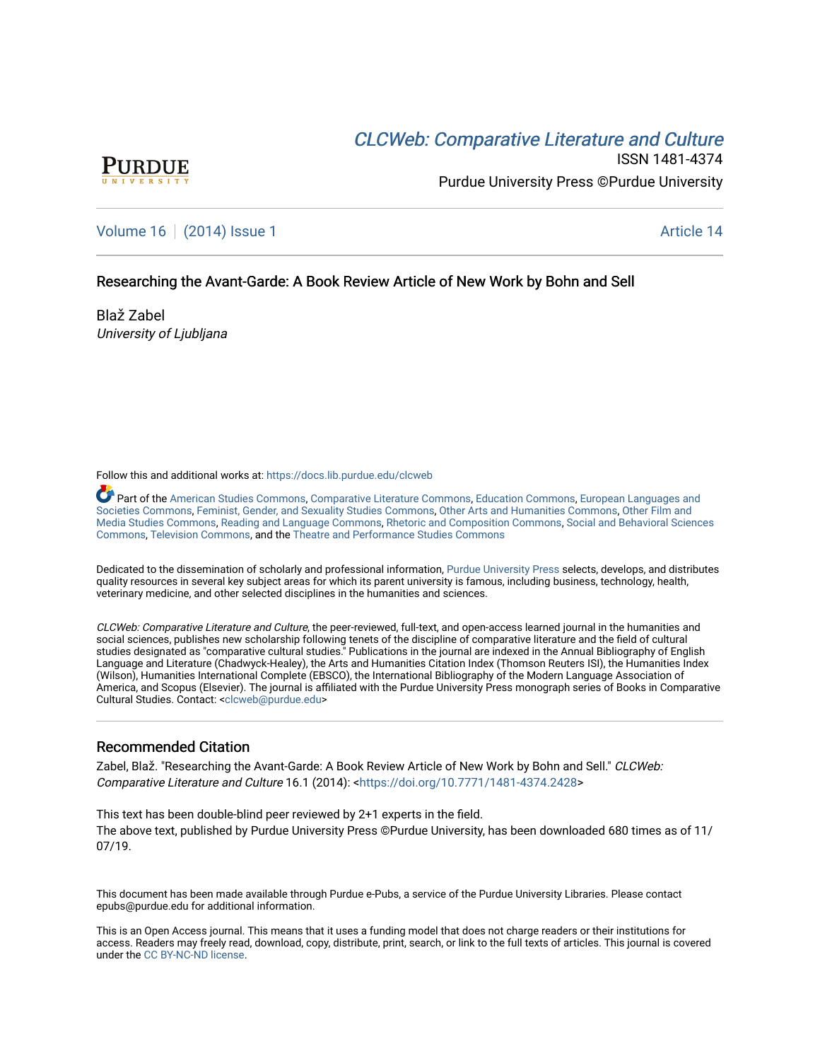CLCWeb: Comparative Literature and Culture

ISSN 1481-4374

Purdue University Press ©Purdue University

Volume 16 | (2014) Issue 1 | Article 14

# Researching the Avant-Garde: A Book Review Article of New Work by Bohn and Sell

Blaž Zabel

*University of Ljubljana*

Follow this and additional works at: https://docs.lib.purdue.edu/clcweb

Part of the American Studies Commons, Comparative Literature Commons, Education Commons, European Languages and Societies Commons, Feminist, Gender, and Sexuality Studies Commons, Other Arts and Humanities Commons, Other Film and Media Studies Commons, Reading and Language Commons, Rhetoric and Composition Commons, Social and Behavioral Sciences Commons, Television Commons, and the Theatre and Performance Studies Commons

Dedicated to the dissemination of scholarly and professional information, Purdue University Press selects, develops, and distributes quality resources in several key subject areas for which its parent university is famous, including business, technology, health, veterinary medicine, and other selected disciplines in the humanities and sciences.

*CLCWeb: Comparative Literature and Culture*, the peer-reviewed, full-text, and open-access learned journal in the humanities and social sciences, publishes new scholarship following tenets of the discipline of comparative literature and the field of cultural studies designated as "comparative cultural studies." Publications in the journal are indexed in the Annual Bibliography of English Language and Literature (Chadwyck-Healey), the Arts and Humanities Citation Index (Thomson Reuters ISI), the Humanities Index (Wilson), Humanities International Complete (EBSCO), the International Bibliography of the Modern Language Association of America, and Scopus (Elsevier). The journal is affiliated with the Purdue University Press monograph series of Books in Comparative Cultural Studies. Contact: <clcweb@purdue.edu>

## Recommended Citation

Zabel, Blaž. "Researching the Avant-Garde: A Book Review Article of New Work by Bohn and Sell." *CLCWeb: Comparative Literature and Culture* 16.1 (2014): <https://doi.org/10.7771/1481-4374.2428>

This text has been double-blind peer reviewed by 2+1 experts in the field.

The above text, published by Purdue University Press ©Purdue University, has been downloaded 680 times as of 11/07/19.

This document has been made available through Purdue e-Pubs, a service of the Purdue University Libraries. Please contact epubs@purdue.edu for additional information.

This is an Open Access journal. This means that it uses a funding model that does not charge readers or their institutions for access. Readers may freely read, download, copy, distribute, print, search, or link to the full texts of articles. This journal is covered under the CC BY-NC-ND license.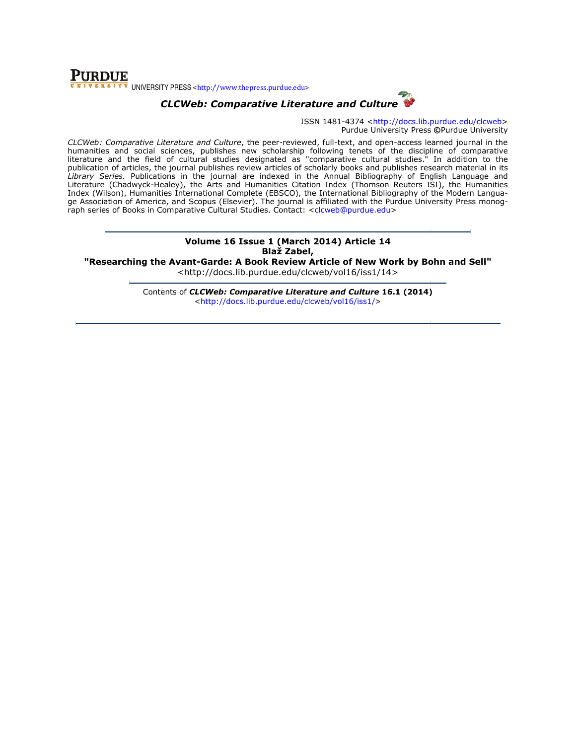UNIVERSITY PRESS <http://www.thepress.purdue.edu>

## *CLCWeb: Comparative Literature and Culture*

ISSN 1481-4374 <http://docs.lib.purdue.edu/clcweb>
Purdue University Press ©Purdue University

*CLCWeb: Comparative Literature and Culture*, the peer-reviewed, full-text, and open-access learned journal in the humanities and social sciences, publishes new scholarship following tenets of the discipline of comparative literature and the field of cultural studies designated as "comparative cultural studies." In addition to the publication of articles, the journal publishes review articles of scholarly books and publishes research material in its *Library Series.* Publications in the journal are indexed in the Annual Bibliography of English Language and Literature (Chadwyck-Healey), the Arts and Humanities Citation Index (Thomson Reuters ISI), the Humanities Index (Wilson), Humanities International Complete (EBSCO), the International Bibliography of the Modern Language Association of America, and Scopus (Elsevier). The journal is affiliated with the Purdue University Press monograph series of Books in Comparative Cultural Studies. Contact: <clcweb@purdue.edu>

---

**Volume 16 Issue 1 (March 2014) Article 14**
**Blaž Zabel,**
**"Researching the Avant-Garde: A Book Review Article of New Work by Bohn and Sell"**
<http://docs.lib.purdue.edu/clcweb/vol16/iss1/14>

---

Contents of ***CLCWeb: Comparative Literature and Culture*** **16.1 (2014)**
<http://docs.lib.purdue.edu/clcweb/vol16/iss1/>

---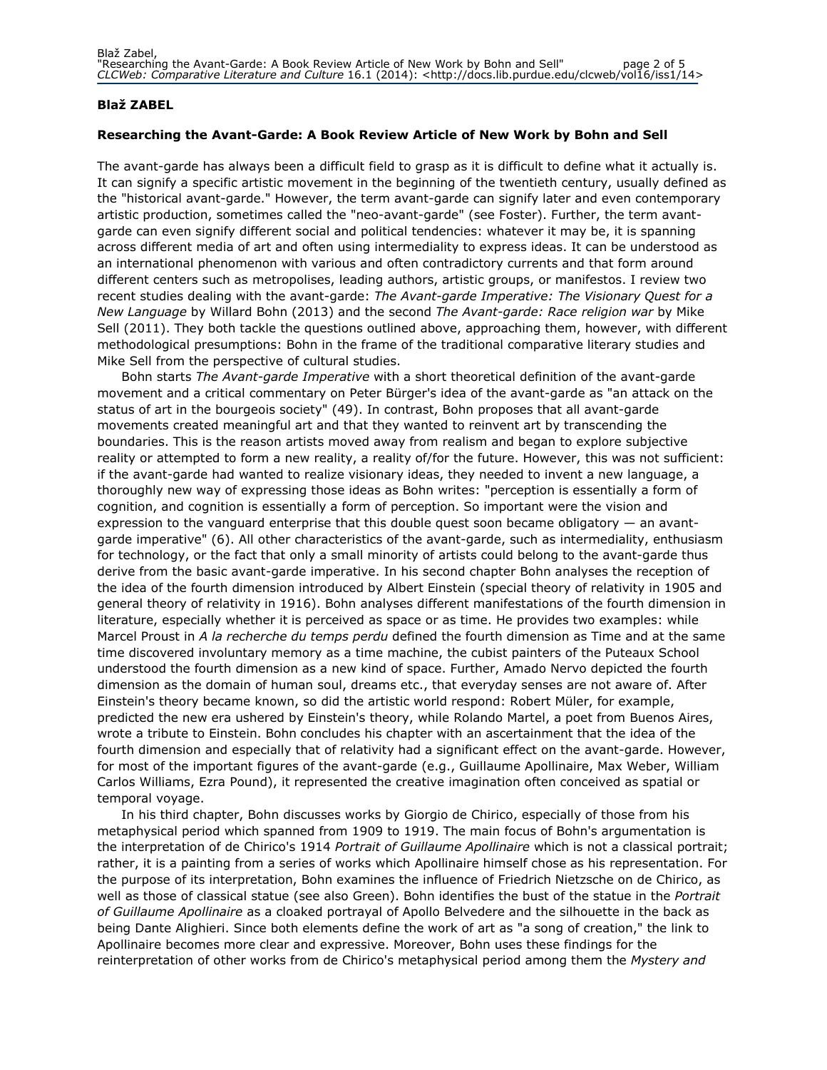**Blaž ZABEL**

**Researching the Avant-Garde: A Book Review Article of New Work by Bohn and Sell**

The avant-garde has always been a difficult field to grasp as it is difficult to define what it actually is. It can signify a specific artistic movement in the beginning of the twentieth century, usually defined as the "historical avant-garde." However, the term avant-garde can signify later and even contemporary artistic production, sometimes called the "neo-avant-garde" (see Foster). Further, the term avant-garde can even signify different social and political tendencies: whatever it may be, it is spanning across different media of art and often using intermediality to express ideas. It can be understood as an international phenomenon with various and often contradictory currents and that form around different centers such as metropolises, leading authors, artistic groups, or manifestos. I review two recent studies dealing with the avant-garde: *The Avant-garde Imperative: The Visionary Quest for a New Language* by Willard Bohn (2013) and the second *The Avant-garde: Race religion war* by Mike Sell (2011). They both tackle the questions outlined above, approaching them, however, with different methodological presumptions: Bohn in the frame of the traditional comparative literary studies and Mike Sell from the perspective of cultural studies.

Bohn starts *The Avant-garde Imperative* with a short theoretical definition of the avant-garde movement and a critical commentary on Peter Bürger's idea of the avant-garde as "an attack on the status of art in the bourgeois society" (49). In contrast, Bohn proposes that all avant-garde movements created meaningful art and that they wanted to reinvent art by transcending the boundaries. This is the reason artists moved away from realism and began to explore subjective reality or attempted to form a new reality, a reality of/for the future. However, this was not sufficient: if the avant-garde had wanted to realize visionary ideas, they needed to invent a new language, a thoroughly new way of expressing those ideas as Bohn writes: "perception is essentially a form of cognition, and cognition is essentially a form of perception. So important were the vision and expression to the vanguard enterprise that this double quest soon became obligatory — an avant-garde imperative" (6). All other characteristics of the avant-garde, such as intermediality, enthusiasm for technology, or the fact that only a small minority of artists could belong to the avant-garde thus derive from the basic avant-garde imperative. In his second chapter Bohn analyses the reception of the idea of the fourth dimension introduced by Albert Einstein (special theory of relativity in 1905 and general theory of relativity in 1916). Bohn analyses different manifestations of the fourth dimension in literature, especially whether it is perceived as space or as time. He provides two examples: while Marcel Proust in *A la recherche du temps perdu* defined the fourth dimension as Time and at the same time discovered involuntary memory as a time machine, the cubist painters of the Puteaux School understood the fourth dimension as a new kind of space. Further, Amado Nervo depicted the fourth dimension as the domain of human soul, dreams etc., that everyday senses are not aware of. After Einstein's theory became known, so did the artistic world respond: Robert Müler, for example, predicted the new era ushered by Einstein's theory, while Rolando Martel, a poet from Buenos Aires, wrote a tribute to Einstein. Bohn concludes his chapter with an ascertainment that the idea of the fourth dimension and especially that of relativity had a significant effect on the avant-garde. However, for most of the important figures of the avant-garde (e.g., Guillaume Apollinaire, Max Weber, William Carlos Williams, Ezra Pound), it represented the creative imagination often conceived as spatial or temporal voyage.

In his third chapter, Bohn discusses works by Giorgio de Chirico, especially of those from his metaphysical period which spanned from 1909 to 1919. The main focus of Bohn's argumentation is the interpretation of de Chirico's 1914 *Portrait of Guillaume Apollinaire* which is not a classical portrait; rather, it is a painting from a series of works which Apollinaire himself chose as his representation. For the purpose of its interpretation, Bohn examines the influence of Friedrich Nietzsche on de Chirico, as well as those of classical statue (see also Green). Bohn identifies the bust of the statue in the *Portrait of Guillaume Apollinaire* as a cloaked portrayal of Apollo Belvedere and the silhouette in the back as being Dante Alighieri. Since both elements define the work of art as "a song of creation," the link to Apollinaire becomes more clear and expressive. Moreover, Bohn uses these findings for the reinterpretation of other works from de Chirico's metaphysical period among them the *Mystery and*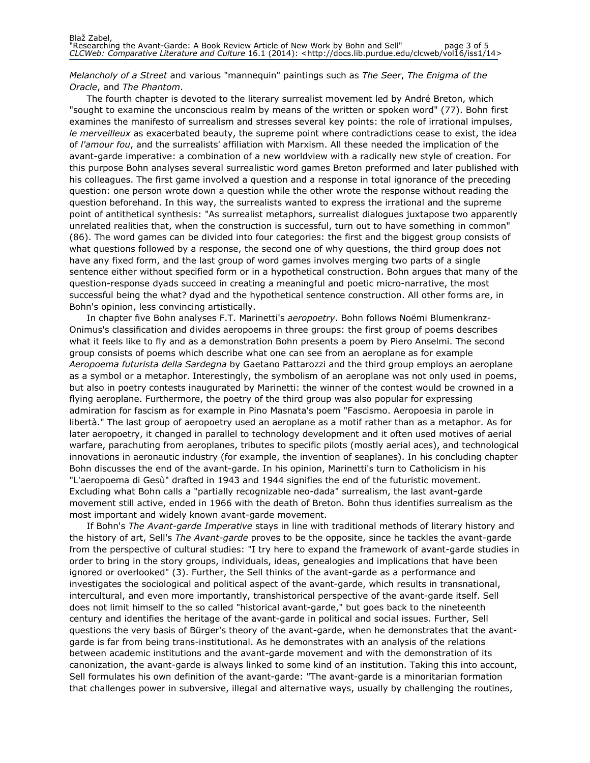*Melancholy of a Street* and various "mannequin" paintings such as *The Seer*, *The Enigma of the Oracle*, and *The Phantom*.

The fourth chapter is devoted to the literary surrealist movement led by André Breton, which "sought to examine the unconscious realm by means of the written or spoken word" (77). Bohn first examines the manifesto of surrealism and stresses several key points: the role of irrational impulses, *le merveilleux* as exacerbated beauty, the supreme point where contradictions cease to exist, the idea of *l'amour fou*, and the surrealists' affiliation with Marxism. All these needed the implication of the avant-garde imperative: a combination of a new worldview with a radically new style of creation. For this purpose Bohn analyses several surrealistic word games Breton preformed and later published with his colleagues. The first game involved a question and a response in total ignorance of the preceding question: one person wrote down a question while the other wrote the response without reading the question beforehand. In this way, the surrealists wanted to express the irrational and the supreme point of antithetical synthesis: "As surrealist metaphors, surrealist dialogues juxtapose two apparently unrelated realities that, when the construction is successful, turn out to have something in common" (86). The word games can be divided into four categories: the first and the biggest group consists of what questions followed by a response, the second one of why questions, the third group does not have any fixed form, and the last group of word games involves merging two parts of a single sentence either without specified form or in a hypothetical construction. Bohn argues that many of the question-response dyads succeed in creating a meaningful and poetic micro-narrative, the most successful being the what? dyad and the hypothetical sentence construction. All other forms are, in Bohn's opinion, less convincing artistically.

In chapter five Bohn analyses F.T. Marinetti's *aeropoetry*. Bohn follows Noëmi Blumenkranz-Onimus's classification and divides aeropoems in three groups: the first group of poems describes what it feels like to fly and as a demonstration Bohn presents a poem by Piero Anselmi. The second group consists of poems which describe what one can see from an aeroplane as for example *Aeropoema futurista della Sardegna* by Gaetano Pattarozzi and the third group employs an aeroplane as a symbol or a metaphor. Interestingly, the symbolism of an aeroplane was not only used in poems, but also in poetry contests inaugurated by Marinetti: the winner of the contest would be crowned in a flying aeroplane. Furthermore, the poetry of the third group was also popular for expressing admiration for fascism as for example in Pino Masnata's poem "Fascismo. Aeropoesia in parole in libertà." The last group of aeropoetry used an aeroplane as a motif rather than as a metaphor. As for later aeropoetry, it changed in parallel to technology development and it often used motives of aerial warfare, parachuting from aeroplanes, tributes to specific pilots (mostly aerial aces), and technological innovations in aeronautic industry (for example, the invention of seaplanes). In his concluding chapter Bohn discusses the end of the avant-garde. In his opinion, Marinetti's turn to Catholicism in his "L'aeropoema di Gesù" drafted in 1943 and 1944 signifies the end of the futuristic movement. Excluding what Bohn calls a "partially recognizable neo-dada" surrealism, the last avant-garde movement still active, ended in 1966 with the death of Breton. Bohn thus identifies surrealism as the most important and widely known avant-garde movement.

If Bohn's *The Avant-garde Imperative* stays in line with traditional methods of literary history and the history of art, Sell's *The Avant-garde* proves to be the opposite, since he tackles the avant-garde from the perspective of cultural studies: "I try here to expand the framework of avant-garde studies in order to bring in the story groups, individuals, ideas, genealogies and implications that have been ignored or overlooked" (3). Further, the Sell thinks of the avant-garde as a performance and investigates the sociological and political aspect of the avant-garde, which results in transnational, intercultural, and even more importantly, transhistorical perspective of the avant-garde itself. Sell does not limit himself to the so called "historical avant-garde," but goes back to the nineteenth century and identifies the heritage of the avant-garde in political and social issues. Further, Sell questions the very basis of Bürger's theory of the avant-garde, when he demonstrates that the avant-garde is far from being trans-institutional. As he demonstrates with an analysis of the relations between academic institutions and the avant-garde movement and with the demonstration of its canonization, the avant-garde is always linked to some kind of an institution. Taking this into account, Sell formulates his own definition of the avant-garde: "The avant-garde is a minoritarian formation that challenges power in subversive, illegal and alternative ways, usually by challenging the routines,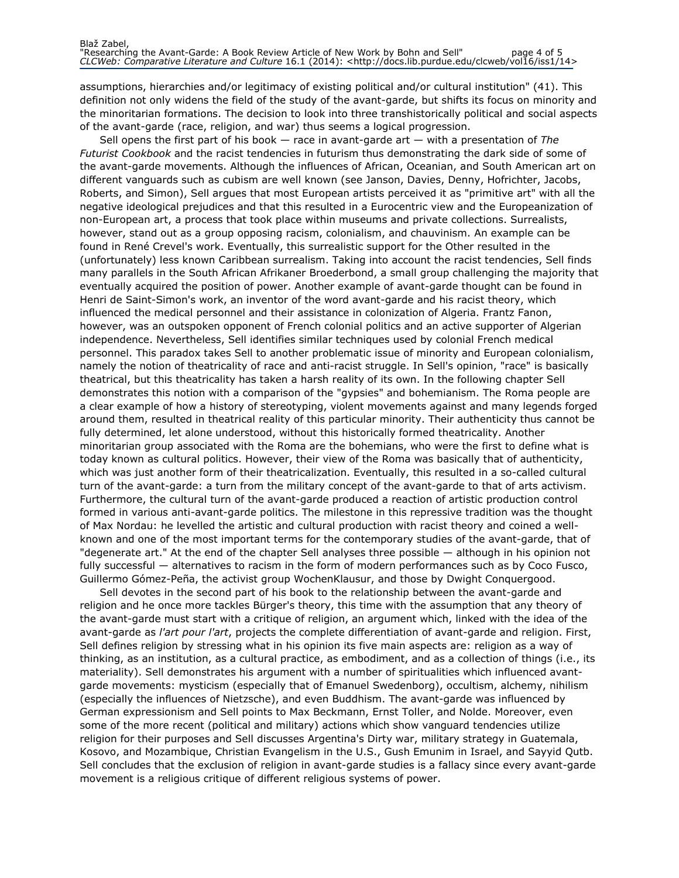assumptions, hierarchies and/or legitimacy of existing political and/or cultural institution" (41). This definition not only widens the field of the study of the avant-garde, but shifts its focus on minority and the minoritarian formations. The decision to look into three transhistorically political and social aspects of the avant-garde (race, religion, and war) thus seems a logical progression.

Sell opens the first part of his book — race in avant-garde art — with a presentation of *The Futurist Cookbook* and the racist tendencies in futurism thus demonstrating the dark side of some of the avant-garde movements. Although the influences of African, Oceanian, and South American art on different vanguards such as cubism are well known (see Janson, Davies, Denny, Hofrichter, Jacobs, Roberts, and Simon), Sell argues that most European artists perceived it as "primitive art" with all the negative ideological prejudices and that this resulted in a Eurocentric view and the Europeanization of non-European art, a process that took place within museums and private collections. Surrealists, however, stand out as a group opposing racism, colonialism, and chauvinism. An example can be found in René Crevel's work. Eventually, this surrealistic support for the Other resulted in the (unfortunately) less known Caribbean surrealism. Taking into account the racist tendencies, Sell finds many parallels in the South African Afrikaner Broederbond, a small group challenging the majority that eventually acquired the position of power. Another example of avant-garde thought can be found in Henri de Saint-Simon's work, an inventor of the word avant-garde and his racist theory, which influenced the medical personnel and their assistance in colonization of Algeria. Frantz Fanon, however, was an outspoken opponent of French colonial politics and an active supporter of Algerian independence. Nevertheless, Sell identifies similar techniques used by colonial French medical personnel. This paradox takes Sell to another problematic issue of minority and European colonialism, namely the notion of theatricality of race and anti-racist struggle. In Sell's opinion, "race" is basically theatrical, but this theatricality has taken a harsh reality of its own. In the following chapter Sell demonstrates this notion with a comparison of the "gypsies" and bohemianism. The Roma people are a clear example of how a history of stereotyping, violent movements against and many legends forged around them, resulted in theatrical reality of this particular minority. Their authenticity thus cannot be fully determined, let alone understood, without this historically formed theatricality. Another minoritarian group associated with the Roma are the bohemians, who were the first to define what is today known as cultural politics. However, their view of the Roma was basically that of authenticity, which was just another form of their theatricalization. Eventually, this resulted in a so-called cultural turn of the avant-garde: a turn from the military concept of the avant-garde to that of arts activism. Furthermore, the cultural turn of the avant-garde produced a reaction of artistic production control formed in various anti-avant-garde politics. The milestone in this repressive tradition was the thought of Max Nordau: he levelled the artistic and cultural production with racist theory and coined a well-known and one of the most important terms for the contemporary studies of the avant-garde, that of "degenerate art." At the end of the chapter Sell analyses three possible — although in his opinion not fully successful — alternatives to racism in the form of modern performances such as by Coco Fusco, Guillermo Gómez-Peña, the activist group WochenKlausur, and those by Dwight Conquergood.

Sell devotes in the second part of his book to the relationship between the avant-garde and religion and he once more tackles Bürger's theory, this time with the assumption that any theory of the avant-garde must start with a critique of religion, an argument which, linked with the idea of the avant-garde as *l'art pour l'art*, projects the complete differentiation of avant-garde and religion. First, Sell defines religion by stressing what in his opinion its five main aspects are: religion as a way of thinking, as an institution, as a cultural practice, as embodiment, and as a collection of things (i.e., its materiality). Sell demonstrates his argument with a number of spiritualities which influenced avant-garde movements: mysticism (especially that of Emanuel Swedenborg), occultism, alchemy, nihilism (especially the influences of Nietzsche), and even Buddhism. The avant-garde was influenced by German expressionism and Sell points to Max Beckmann, Ernst Toller, and Nolde. Moreover, even some of the more recent (political and military) actions which show vanguard tendencies utilize religion for their purposes and Sell discusses Argentina's Dirty war, military strategy in Guatemala, Kosovo, and Mozambique, Christian Evangelism in the U.S., Gush Emunim in Israel, and Sayyid Qutb. Sell concludes that the exclusion of religion in avant-garde studies is a fallacy since every avant-garde movement is a religious critique of different religious systems of power.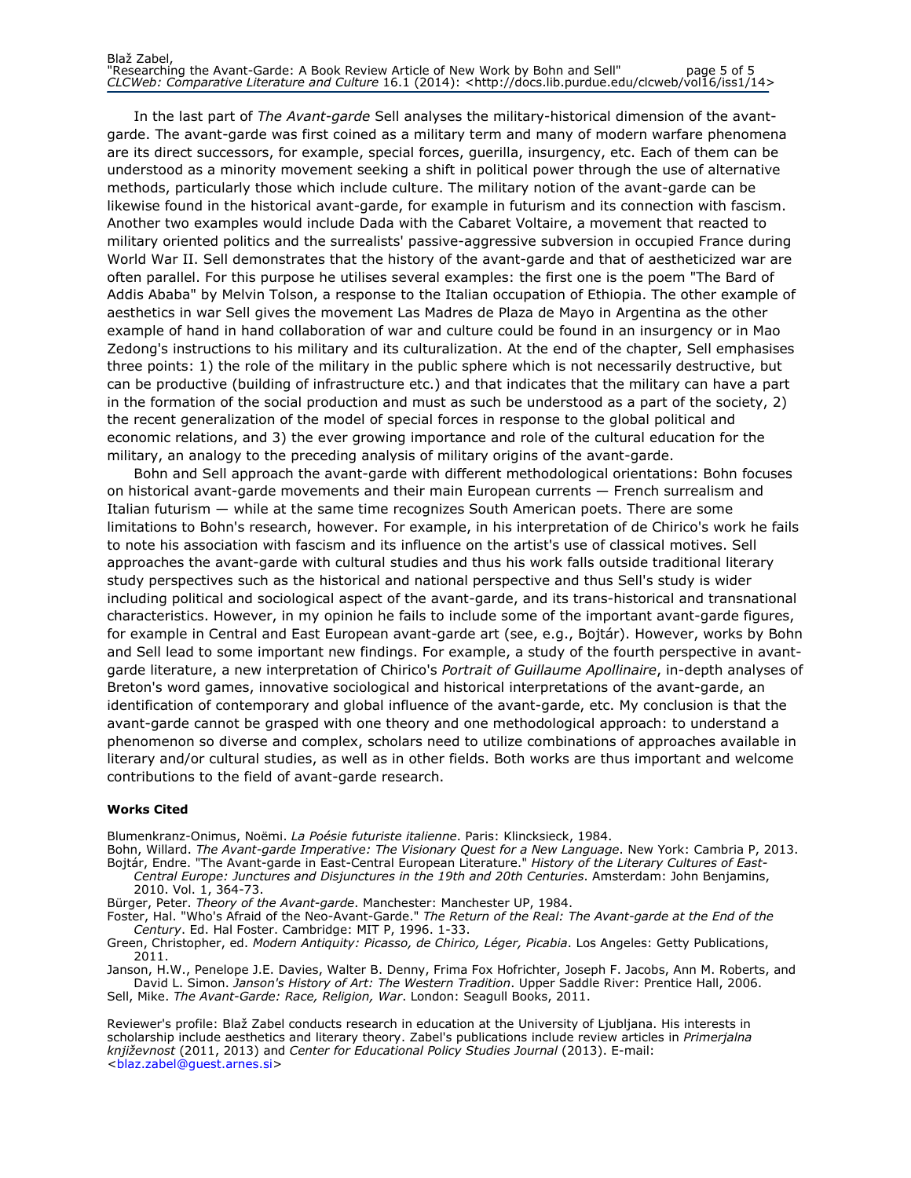In the last part of *The Avant-garde* Sell analyses the military-historical dimension of the avant-garde. The avant-garde was first coined as a military term and many of modern warfare phenomena are its direct successors, for example, special forces, guerilla, insurgency, etc. Each of them can be understood as a minority movement seeking a shift in political power through the use of alternative methods, particularly those which include culture. The military notion of the avant-garde can be likewise found in the historical avant-garde, for example in futurism and its connection with fascism. Another two examples would include Dada with the Cabaret Voltaire, a movement that reacted to military oriented politics and the surrealists' passive-aggressive subversion in occupied France during World War II. Sell demonstrates that the history of the avant-garde and that of aestheticized war are often parallel. For this purpose he utilises several examples: the first one is the poem "The Bard of Addis Ababa" by Melvin Tolson, a response to the Italian occupation of Ethiopia. The other example of aesthetics in war Sell gives the movement Las Madres de Plaza de Mayo in Argentina as the other example of hand in hand collaboration of war and culture could be found in an insurgency or in Mao Zedong's instructions to his military and its culturalization. At the end of the chapter, Sell emphasises three points: 1) the role of the military in the public sphere which is not necessarily destructive, but can be productive (building of infrastructure etc.) and that indicates that the military can have a part in the formation of the social production and must as such be understood as a part of the society, 2) the recent generalization of the model of special forces in response to the global political and economic relations, and 3) the ever growing importance and role of the cultural education for the military, an analogy to the preceding analysis of military origins of the avant-garde.

Bohn and Sell approach the avant-garde with different methodological orientations: Bohn focuses on historical avant-garde movements and their main European currents — French surrealism and Italian futurism — while at the same time recognizes South American poets. There are some limitations to Bohn's research, however. For example, in his interpretation of de Chirico's work he fails to note his association with fascism and its influence on the artist's use of classical motives. Sell approaches the avant-garde with cultural studies and thus his work falls outside traditional literary study perspectives such as the historical and national perspective and thus Sell's study is wider including political and sociological aspect of the avant-garde, and its trans-historical and transnational characteristics. However, in my opinion he fails to include some of the important avant-garde figures, for example in Central and East European avant-garde art (see, e.g., Bojtár). However, works by Bohn and Sell lead to some important new findings. For example, a study of the fourth perspective in avant-garde literature, a new interpretation of Chirico's *Portrait of Guillaume Apollinaire*, in-depth analyses of Breton's word games, innovative sociological and historical interpretations of the avant-garde, an identification of contemporary and global influence of the avant-garde, etc. My conclusion is that the avant-garde cannot be grasped with one theory and one methodological approach: to understand a phenomenon so diverse and complex, scholars need to utilize combinations of approaches available in literary and/or cultural studies, as well as in other fields. Both works are thus important and welcome contributions to the field of avant-garde research.

**Works Cited**

Blumenkranz-Onimus, Noëmi. *La Poésie futuriste italienne*. Paris: Klincksieck, 1984.

Bohn, Willard. *The Avant-garde Imperative: The Visionary Quest for a New Language*. New York: Cambria P, 2013.

Bojtár, Endre. "The Avant-garde in East-Central European Literature." *History of the Literary Cultures of East-Central Europe: Junctures and Disjunctures in the 19th and 20th Centuries*. Amsterdam: John Benjamins, 2010. Vol. 1, 364-73.

Bürger, Peter. *Theory of the Avant-garde*. Manchester: Manchester UP, 1984.

Foster, Hal. "Who's Afraid of the Neo-Avant-Garde." *The Return of the Real: The Avant-garde at the End of the Century*. Ed. Hal Foster. Cambridge: MIT P, 1996. 1-33.

Green, Christopher, ed. *Modern Antiquity: Picasso, de Chirico, Léger, Picabia*. Los Angeles: Getty Publications, 2011.

Janson, H.W., Penelope J.E. Davies, Walter B. Denny, Frima Fox Hofrichter, Joseph F. Jacobs, Ann M. Roberts, and David L. Simon. *Janson's History of Art: The Western Tradition*. Upper Saddle River: Prentice Hall, 2006.

Sell, Mike. *The Avant-Garde: Race, Religion, War*. London: Seagull Books, 2011.

Reviewer's profile: Blaž Zabel conducts research in education at the University of Ljubljana. His interests in scholarship include aesthetics and literary theory. Zabel's publications include review articles in *Primerjalna književnost* (2011, 2013) and *Center for Educational Policy Studies Journal* (2013). E-mail: <blaz.zabel@guest.arnes.si>